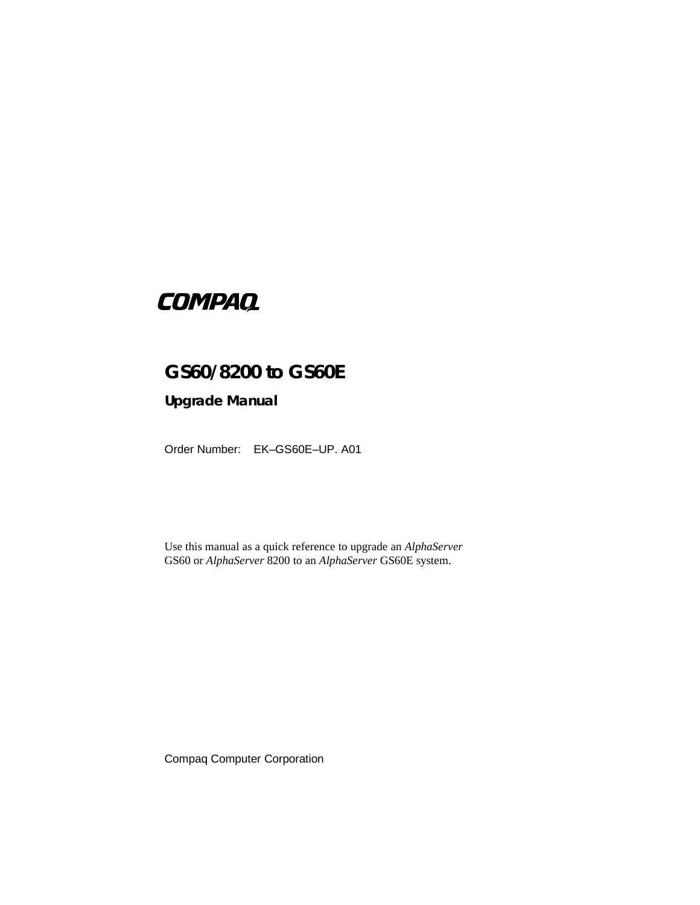COMPAQ

# GS60/8200 to GS60E

## Upgrade Manual

Order Number: EK–GS60E–UP. A01

Use this manual as a quick reference to upgrade an *AlphaServer* GS60 or *AlphaServer* 8200 to an *AlphaServer* GS60E system.

Compaq Computer Corporation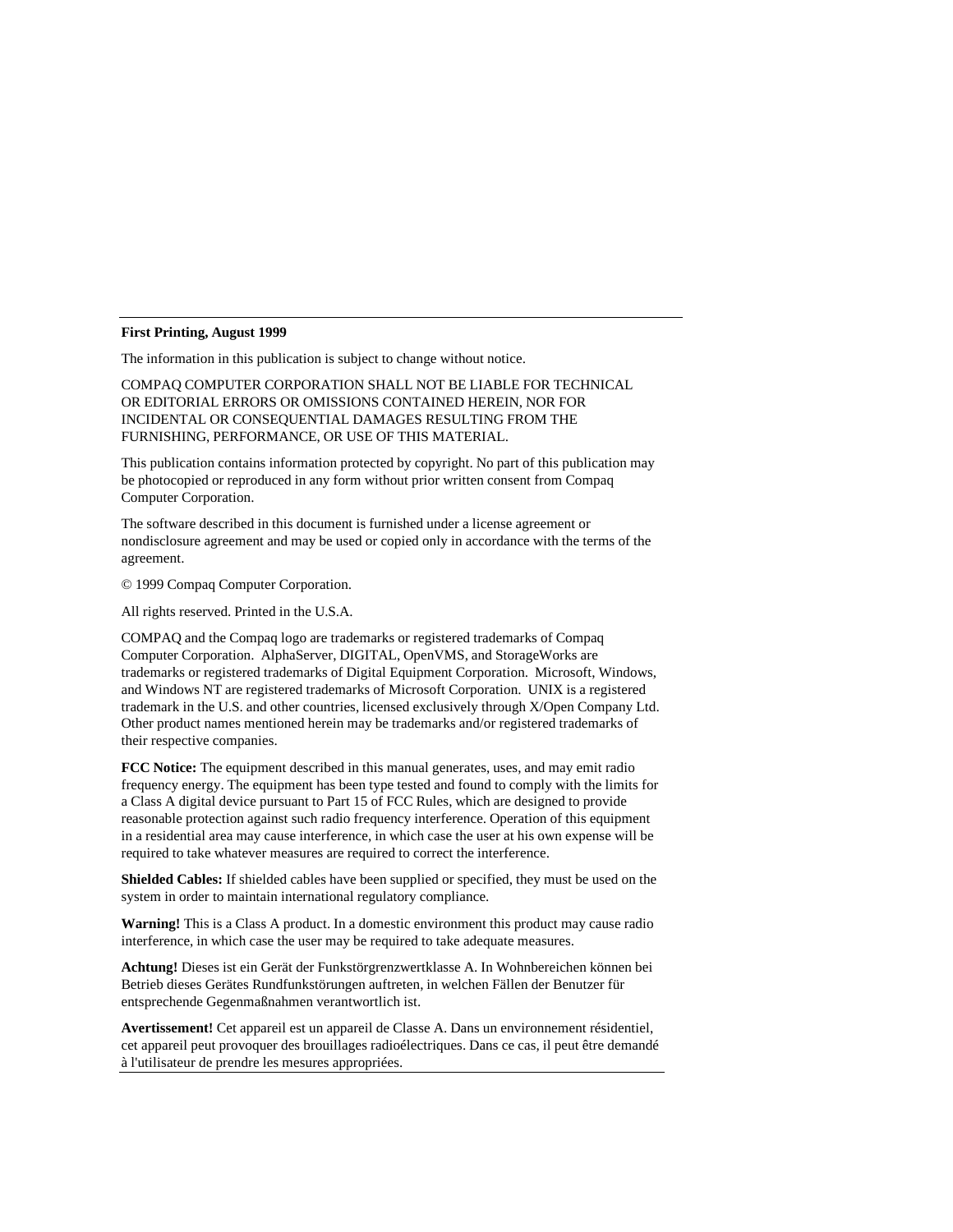**First Printing, August 1999**

The information in this publication is subject to change without notice.

COMPAQ COMPUTER CORPORATION SHALL NOT BE LIABLE FOR TECHNICAL OR EDITORIAL ERRORS OR OMISSIONS CONTAINED HEREIN, NOR FOR INCIDENTAL OR CONSEQUENTIAL DAMAGES RESULTING FROM THE FURNISHING, PERFORMANCE, OR USE OF THIS MATERIAL.

This publication contains information protected by copyright. No part of this publication may be photocopied or reproduced in any form without prior written consent from Compaq Computer Corporation.

The software described in this document is furnished under a license agreement or nondisclosure agreement and may be used or copied only in accordance with the terms of the agreement.

© 1999 Compaq Computer Corporation.

All rights reserved. Printed in the U.S.A.

COMPAQ and the Compaq logo are trademarks or registered trademarks of Compaq Computer Corporation. AlphaServer, DIGITAL, OpenVMS, and StorageWorks are trademarks or registered trademarks of Digital Equipment Corporation. Microsoft, Windows, and Windows NT are registered trademarks of Microsoft Corporation. UNIX is a registered trademark in the U.S. and other countries, licensed exclusively through X/Open Company Ltd. Other product names mentioned herein may be trademarks and/or registered trademarks of their respective companies.

**FCC Notice:** The equipment described in this manual generates, uses, and may emit radio frequency energy. The equipment has been type tested and found to comply with the limits for a Class A digital device pursuant to Part 15 of FCC Rules, which are designed to provide reasonable protection against such radio frequency interference. Operation of this equipment in a residential area may cause interference, in which case the user at his own expense will be required to take whatever measures are required to correct the interference.

**Shielded Cables:** If shielded cables have been supplied or specified, they must be used on the system in order to maintain international regulatory compliance.

**Warning!** This is a Class A product. In a domestic environment this product may cause radio interference, in which case the user may be required to take adequate measures.

**Achtung!** Dieses ist ein Gerät der Funkstörgrenzwertklasse A. In Wohnbereichen können bei Betrieb dieses Gerätes Rundfunkstörungen auftreten, in welchen Fällen der Benutzer für entsprechende Gegenmaßnahmen verantwortlich ist.

**Avertissement!** Cet appareil est un appareil de Classe A. Dans un environnement résidentiel, cet appareil peut provoquer des brouillages radioélectriques. Dans ce cas, il peut être demandé à l'utilisateur de prendre les mesures appropriées.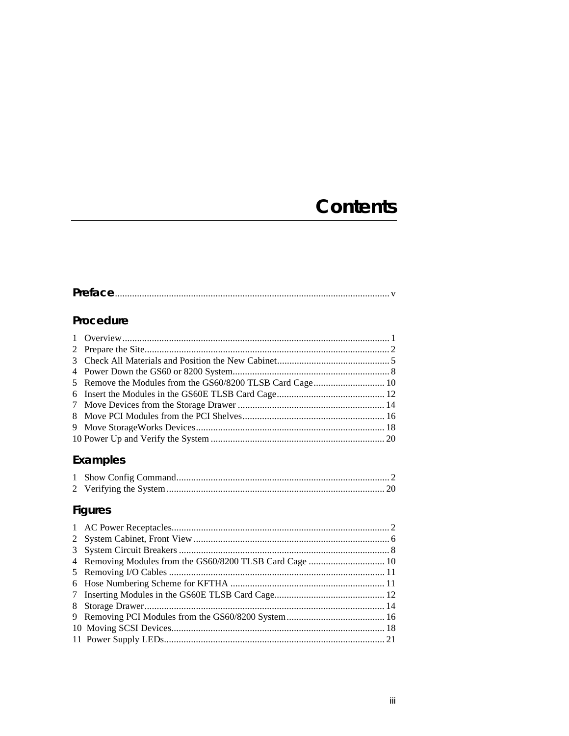# Contents

**Preface** ................................................................................................................ v

## Procedure

1 Overview............................................................................................................ 1
2 Prepare the Site................................................................................................... 2
3 Check All Materials and Position the New Cabinet.............................................. 5
4 Power Down the GS60 or 8200 System................................................................ 8
5 Remove the Modules from the GS60/8200 TLSB Card Cage............................. 10
6 Insert the Modules in the GS60E TLSB Card Cage............................................ 12
7 Move Devices from the Storage Drawer ............................................................ 14
8 Move PCI Modules from the PCI Shelves........................................................... 16
9 Move StorageWorks Devices............................................................................. 18
10 Power Up and Verify the System ...................................................................... 20

## Examples

1 Show Config Command....................................................................................... 2
2 Verifying the System......................................................................................... 20

## Figures

1 AC Power Receptacles......................................................................................... 2
2 System Cabinet, Front View ................................................................................ 6
3 System Circuit Breakers ...................................................................................... 8
4 Removing Modules from the GS60/8200 TLSB Card Cage ............................... 10
5 Removing I/O Cables ........................................................................................ 11
6 Hose Numbering Scheme for KFTHA ............................................................... 11
7 Inserting Modules in the GS60E TLSB Card Cage............................................. 12
8 Storage Drawer.................................................................................................. 14
9 Removing PCI Modules from the GS60/8200 System........................................ 16
10 Moving SCSI Devices....................................................................................... 18
11 Power Supply LEDs.......................................................................................... 21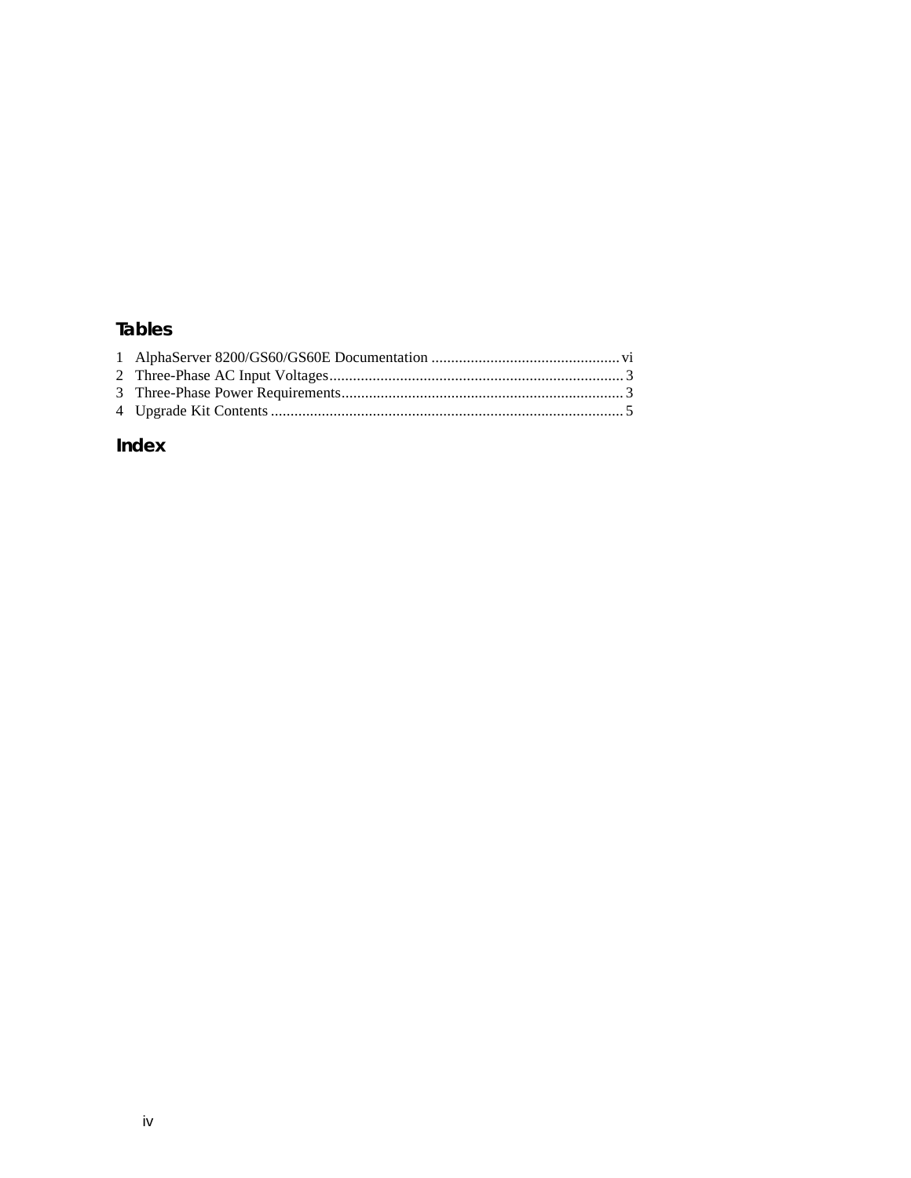## Tables

1 AlphaServer 8200/GS60/GS60E Documentation ................................................ vi
2 Three-Phase AC Input Voltages........................................................................... 3
3 Three-Phase Power Requirements........................................................................ 3
4 Upgrade Kit Contents .......................................................................................... 5

## Index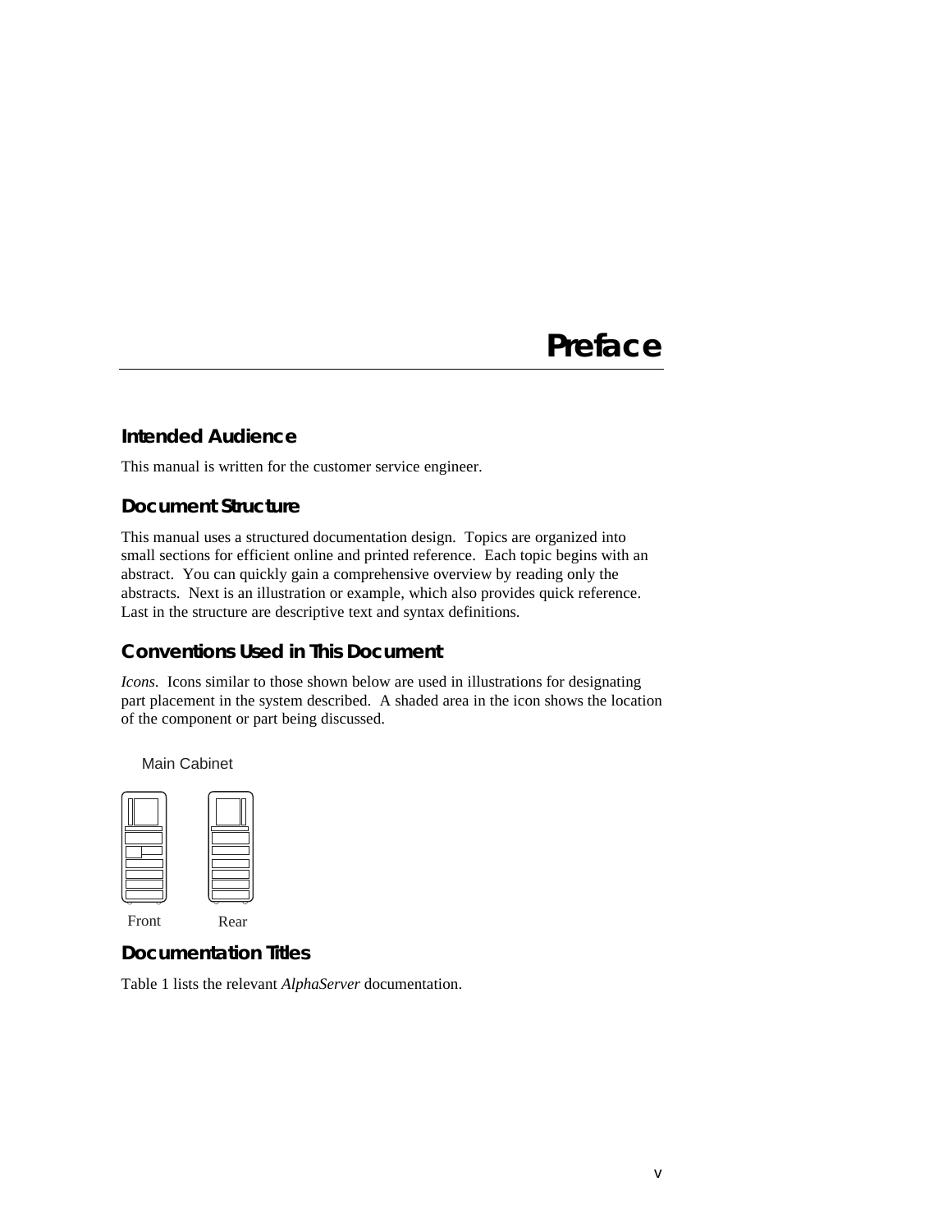# Preface

## Intended Audience

This manual is written for the customer service engineer.

## Document Structure

This manual uses a structured documentation design. Topics are organized into small sections for efficient online and printed reference. Each topic begins with an abstract. You can quickly gain a comprehensive overview by reading only the abstracts. Next is an illustration or example, which also provides quick reference. Last in the structure are descriptive text and syntax definitions.

## Conventions Used in This Document

*Icons.* Icons similar to those shown below are used in illustrations for designating part placement in the system described. A shaded area in the icon shows the location of the component or part being discussed.

Main Cabinet

Front Rear

## Documentation Titles

Table 1 lists the relevant *AlphaServer* documentation.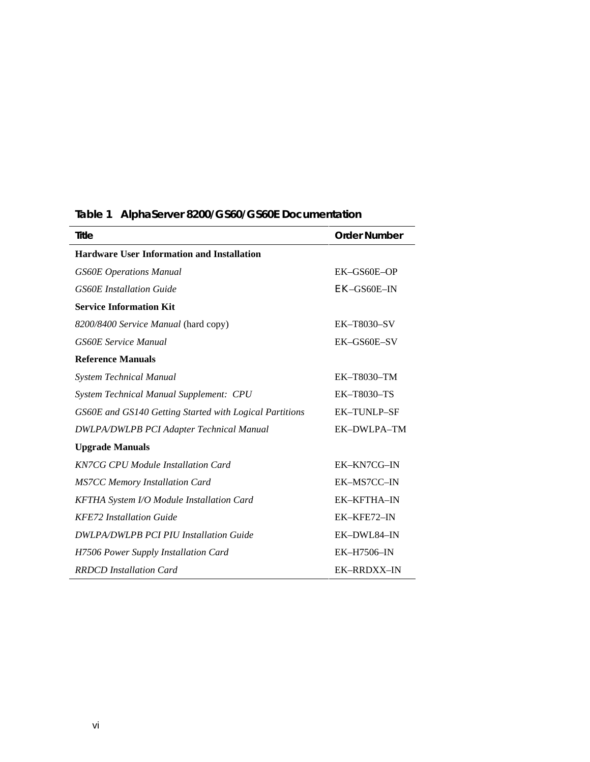**Table 1 AlphaServer 8200/GS60/GS60E Documentation**

| Title | Order Number |
|---|---|
| **Hardware User Information and Installation** | |
| *GS60E Operations Manual* | EK–GS60E–OP |
| *GS60E Installation Guide* | EK–GS60E–IN |
| **Service Information Kit** | |
| *8200/8400 Service Manual* (hard copy) | EK–T8030–SV |
| *GS60E Service Manual* | EK–GS60E–SV |
| **Reference Manuals** | |
| *System Technical Manual* | EK–T8030–TM |
| *System Technical Manual Supplement: CPU* | EK–T8030–TS |
| *GS60E and GS140 Getting Started with Logical Partitions* | EK–TUNLP–SF |
| *DWLPA/DWLPB PCI Adapter Technical Manual* | EK–DWLPA–TM |
| **Upgrade Manuals** | |
| *KN7CG CPU Module Installation Card* | EK–KN7CG–IN |
| *MS7CC Memory Installation Card* | EK–MS7CC–IN |
| *KFTHA System I/O Module Installation Card* | EK–KFTHA–IN |
| *KFE72 Installation Guide* | EK–KFE72–IN |
| *DWLPA/DWLPB PCI PIU Installation Guide* | EK–DWL84–IN |
| *H7506 Power Supply Installation Card* | EK–H7506–IN |
| *RRDCD Installation Card* | EK–RRDXX–IN |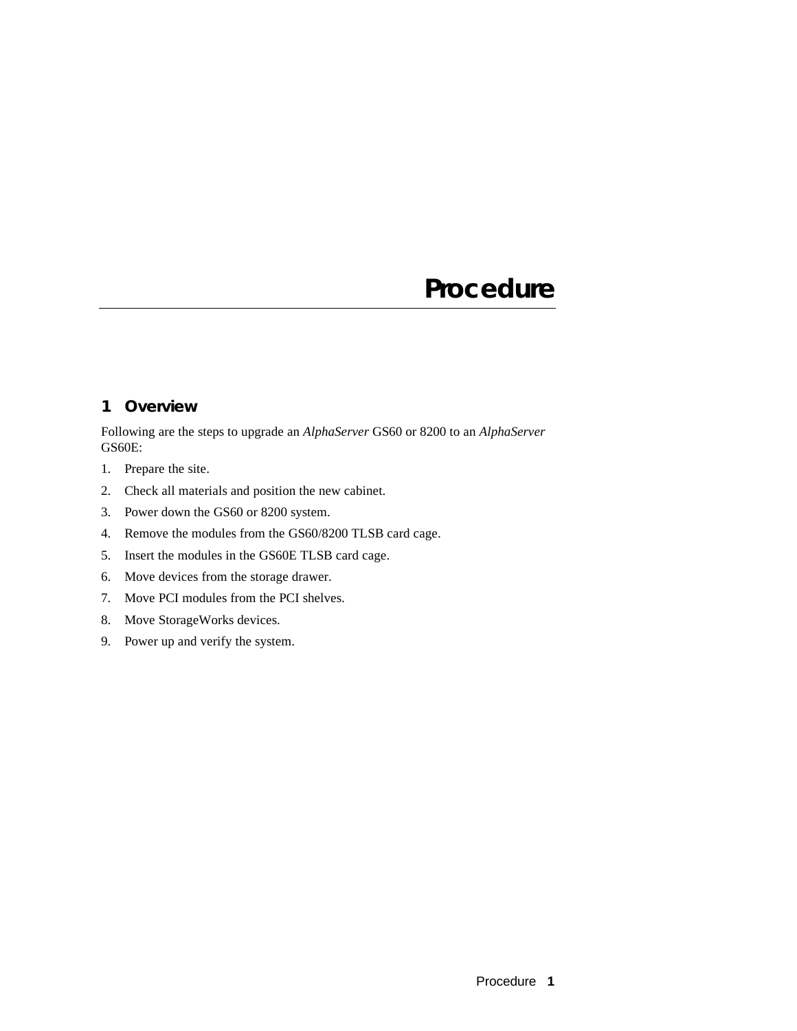# Procedure

## 1 Overview

Following are the steps to upgrade an *AlphaServer* GS60 or 8200 to an *AlphaServer* GS60E:

1. Prepare the site.
2. Check all materials and position the new cabinet.
3. Power down the GS60 or 8200 system.
4. Remove the modules from the GS60/8200 TLSB card cage.
5. Insert the modules in the GS60E TLSB card cage.
6. Move devices from the storage drawer.
7. Move PCI modules from the PCI shelves.
8. Move StorageWorks devices.
9. Power up and verify the system.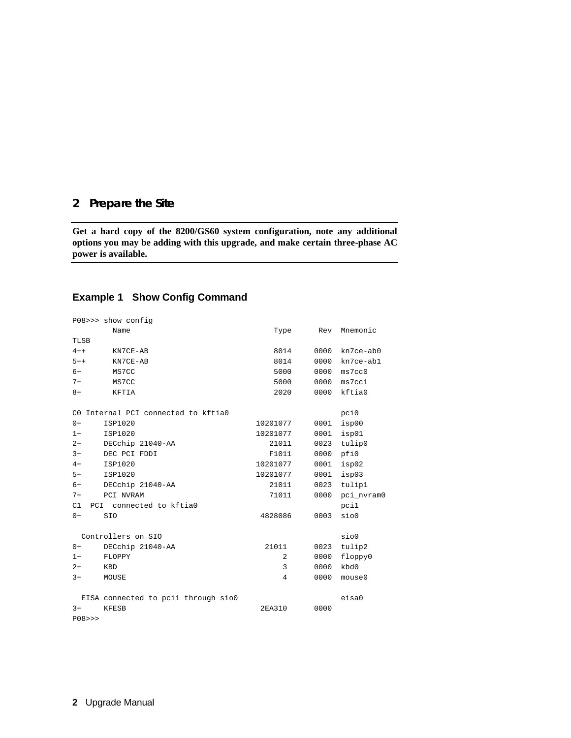## 2 Prepare the Site

**Get a hard copy of the 8200/GS60 system configuration, note any additional options you may be adding with this upgrade, and make certain three-phase AC power is available.**

### Example 1 Show Config Command

```
P08>>> show config
         Name                               Type      Rev  Mnemonic
TLSB
4++      KN7CE-AB                           8014     0000  kn7ce-ab0
5++      KN7CE-AB                           8014     0000  kn7ce-ab1
6+       MS7CC                              5000     0000  ms7cc0
7+       MS7CC                              5000     0000  ms7cc1
8+       KFTIA                              2020     0000  kftia0

C0 Internal PCI connected to kftia0                        pci0
0+     ISP1020                          10201077     0001  isp00
1+     ISP1020                          10201077     0001  isp01
2+     DECchip 21040-AA                    21011     0023  tulip0
3+     DEC PCI FDDI                        F1011     0000  pfi0
4+     ISP1020                          10201077     0001  isp02
5+     ISP1020                          10201077     0001  isp03
6+     DECchip 21040-AA                    21011     0023  tulip1
7+     PCI NVRAM                           71011     0000  pci_nvram0
C1  PCI  connected to kftia0                               pci1
0+     SIO                               4828086     0003  sio0

  Controllers on SIO                                       sio0
0+     DECchip 21040-AA                  21011       0023  tulip2
1+     FLOPPY                                2       0000  floppy0
2+     KBD                                   3       0000  kbd0
3+     MOUSE                                 4       0000  mouse0

  EISA connected to pci1 through sio0                      eisa0
3+     KFESB                            2EA310       0000
P08>>>
```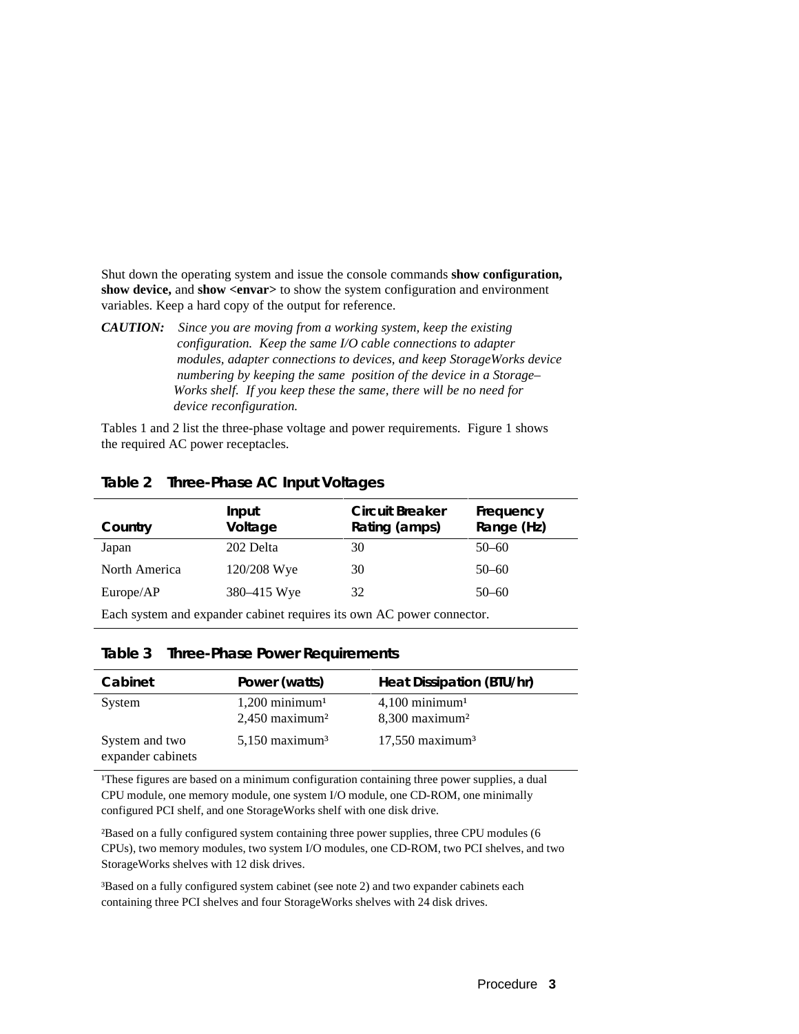Shut down the operating system and issue the console commands **show configuration, show device,** and **show <envar>** to show the system configuration and environment variables. Keep a hard copy of the output for reference.

***CAUTION:*** *Since you are moving from a working system, keep the existing configuration. Keep the same I/O cable connections to adapter modules, adapter connections to devices, and keep StorageWorks device numbering by keeping the same position of the device in a Storage–Works shelf. If you keep these the same, there will be no need for device reconfiguration.*

Tables 1 and 2 list the three-phase voltage and power requirements. Figure 1 shows the required AC power receptacles.

**Table 2 Three-Phase AC Input Voltages**

| Country | Input Voltage | Circuit Breaker Rating (amps) | Frequency Range (Hz) |
|---|---|---|---|
| Japan | 202 Delta | 30 | 50–60 |
| North America | 120/208 Wye | 30 | 50–60 |
| Europe/AP | 380–415 Wye | 32 | 50–60 |

Each system and expander cabinet requires its own AC power connector.

**Table 3 Three-Phase Power Requirements**

| Cabinet | Power (watts) | Heat Dissipation (BTU/hr) |
|---|---|---|
| System | 1,200 minimum[1]<br>2,450 maximum[2] | 4,100 minimum[1]<br>8,300 maximum[2] |
| System and two expander cabinets | 5,150 maximum[3] | 17,550 maximum[3] |

[1]These figures are based on a minimum configuration containing three power supplies, a dual CPU module, one memory module, one system I/O module, one CD-ROM, one minimally configured PCI shelf, and one StorageWorks shelf with one disk drive.

[2]Based on a fully configured system containing three power supplies, three CPU modules (6 CPUs), two memory modules, two system I/O modules, one CD-ROM, two PCI shelves, and two StorageWorks shelves with 12 disk drives.

[3]Based on a fully configured system cabinet (see note 2) and two expander cabinets each containing three PCI shelves and four StorageWorks shelves with 24 disk drives.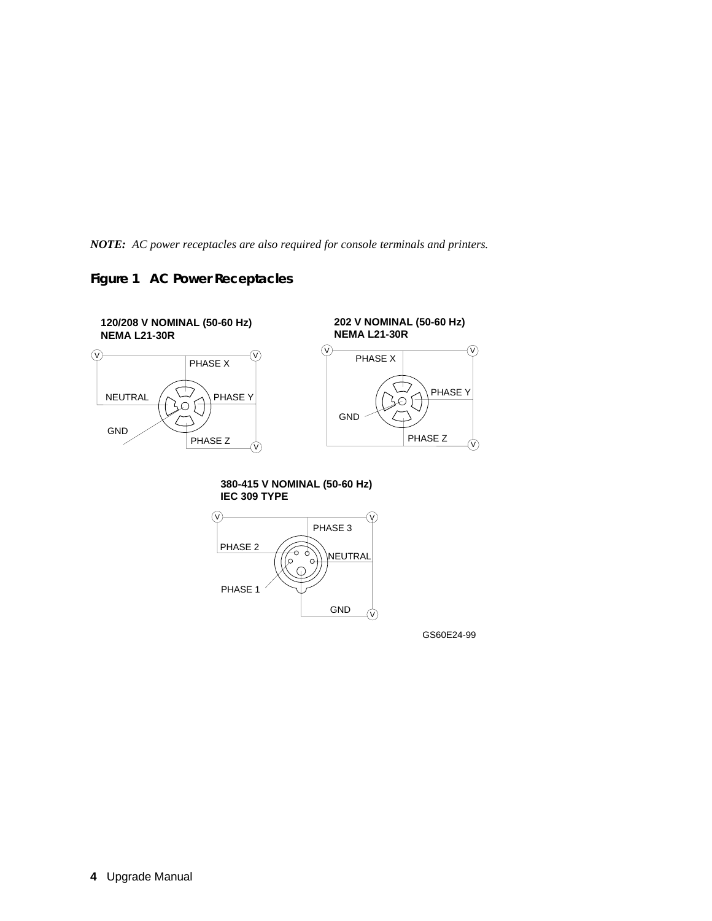*NOTE: AC power receptacles are also required for console terminals and printers.*

**Figure 1 AC Power Receptacles**

**120/208 V NOMINAL (50-60 Hz)**
**NEMA L21-30R**

PHASE X
NEUTRAL
PHASE Y
GND
PHASE Z

**202 V NOMINAL (50-60 Hz)**
**NEMA L21-30R**

PHASE X
PHASE Y
GND
PHASE Z

**380-415 V NOMINAL (50-60 Hz)**
**IEC 309 TYPE**

PHASE 3
PHASE 2
NEUTRAL
PHASE 1
GND

GS60E24-99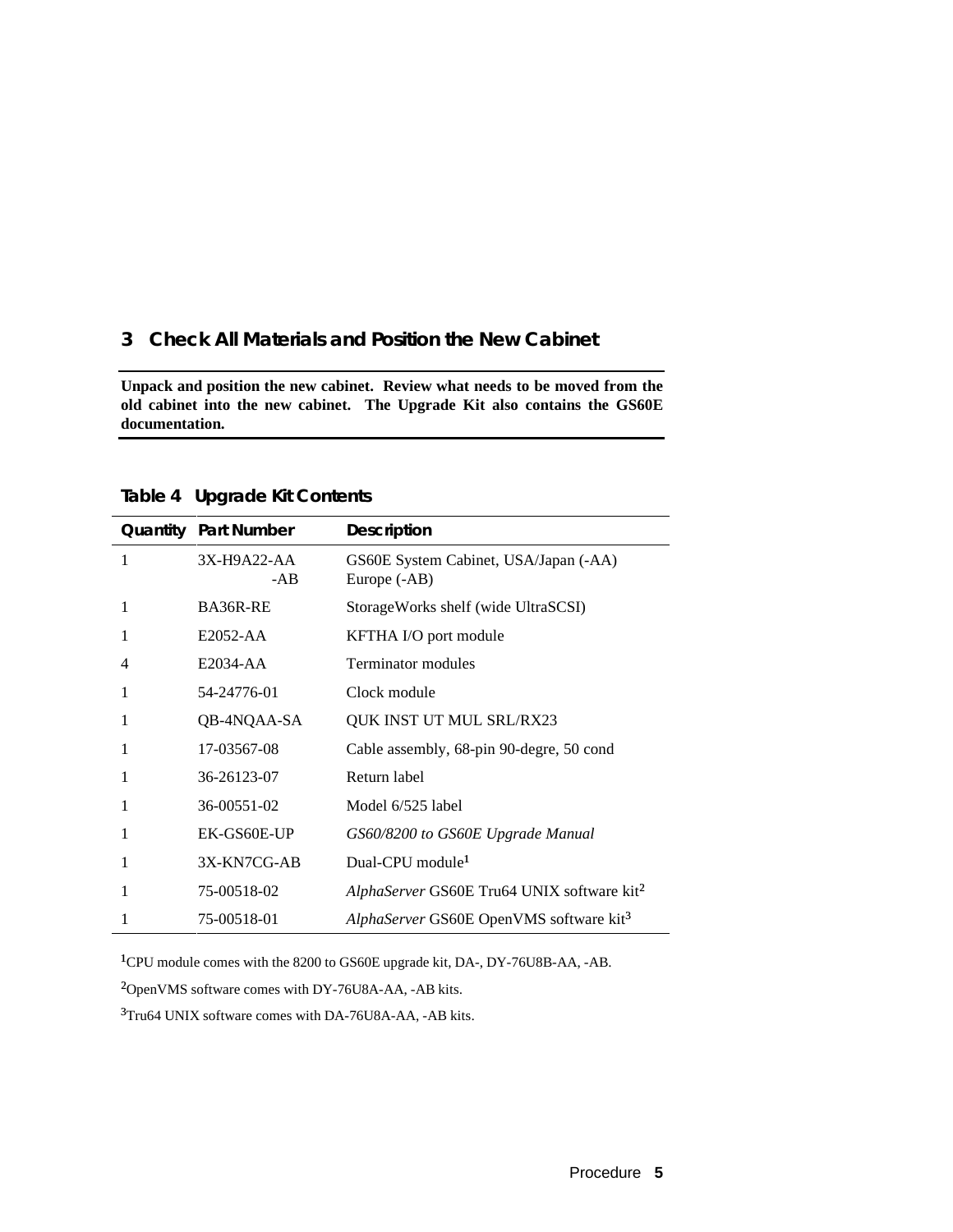## 3 Check All Materials and Position the New Cabinet

**Unpack and position the new cabinet. Review what needs to be moved from the old cabinet into the new cabinet. The Upgrade Kit also contains the GS60E documentation.**

**Table 4 Upgrade Kit Contents**

| Quantity | Part Number | Description |
|---|---|---|
| 1 | 3X-H9A22-AA -AB | GS60E System Cabinet, USA/Japan (-AA) Europe (-AB) |
| 1 | BA36R-RE | StorageWorks shelf (wide UltraSCSI) |
| 1 | E2052-AA | KFTHA I/O port module |
| 4 | E2034-AA | Terminator modules |
| 1 | 54-24776-01 | Clock module |
| 1 | QB-4NQAA-SA | QUK INST UT MUL SRL/RX23 |
| 1 | 17-03567-08 | Cable assembly, 68-pin 90-degre, 50 cond |
| 1 | 36-26123-07 | Return label |
| 1 | 36-00551-02 | Model 6/525 label |
| 1 | EK-GS60E-UP | *GS60/8200 to GS60E Upgrade Manual* |
| 1 | 3X-KN7CG-AB | Dual-CPU module[1] |
| 1 | 75-00518-02 | *AlphaServer* GS60E Tru64 UNIX software kit[2] |
| 1 | 75-00518-01 | *AlphaServer* GS60E OpenVMS software kit[3] |

[1]CPU module comes with the 8200 to GS60E upgrade kit, DA-, DY-76U8B-AA, -AB.

[2]OpenVMS software comes with DY-76U8A-AA, -AB kits.

[3]Tru64 UNIX software comes with DA-76U8A-AA, -AB kits.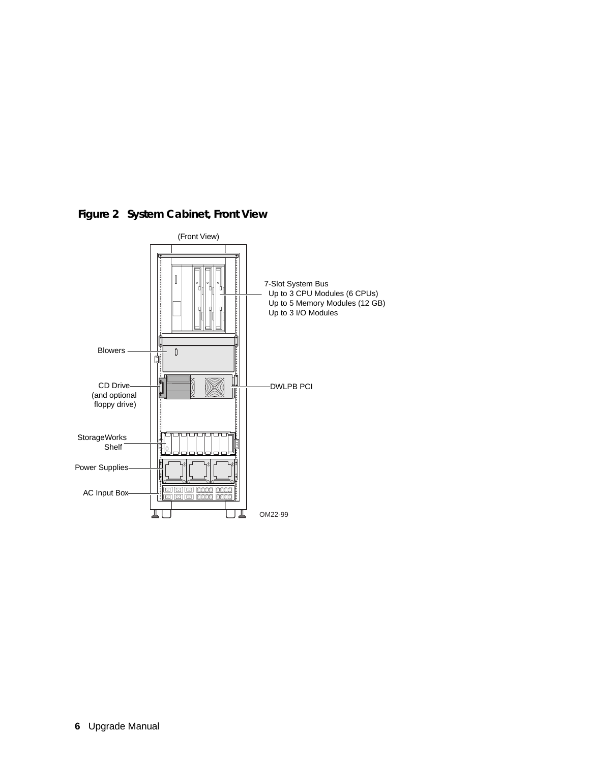**Figure 2 System Cabinet, Front View**

(Front View)

7-Slot System Bus
- Up to 3 CPU Modules (6 CPUs)
- Up to 5 Memory Modules (12 GB)
- Up to 3 I/O Modules

Blowers

CD Drive (and optional floppy drive)

DWLPB PCI

StorageWorks Shelf

Power Supplies

AC Input Box

OM22-99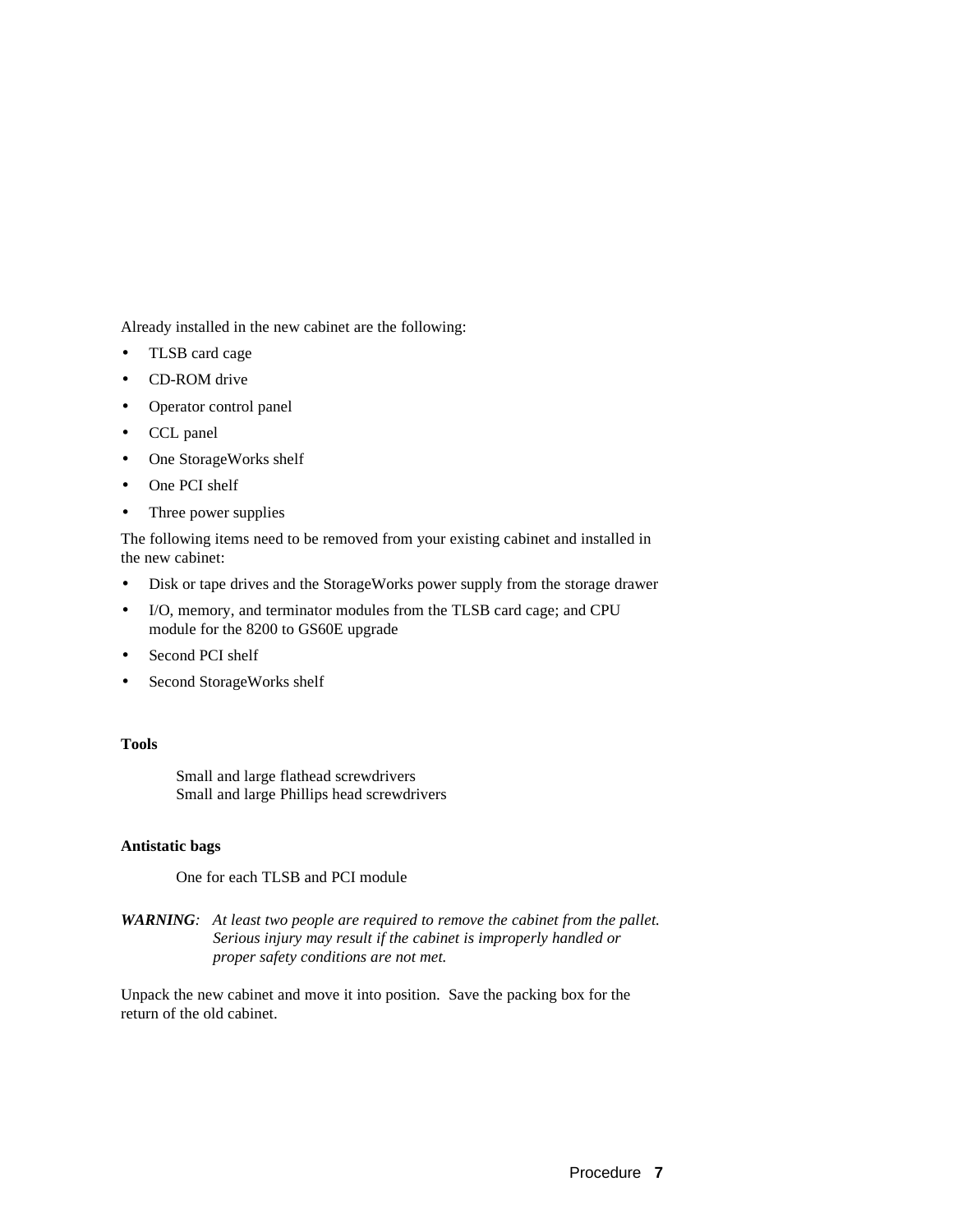Already installed in the new cabinet are the following:

- TLSB card cage
- CD-ROM drive
- Operator control panel
- CCL panel
- One StorageWorks shelf
- One PCI shelf
- Three power supplies

The following items need to be removed from your existing cabinet and installed in the new cabinet:

- Disk or tape drives and the StorageWorks power supply from the storage drawer
- I/O, memory, and terminator modules from the TLSB card cage; and CPU module for the 8200 to GS60E upgrade
- Second PCI shelf
- Second StorageWorks shelf

**Tools**

Small and large flathead screwdrivers
Small and large Phillips head screwdrivers

**Antistatic bags**

One for each TLSB and PCI module

***WARNING****: At least two people are required to remove the cabinet from the pallet. Serious injury may result if the cabinet is improperly handled or proper safety conditions are not met.*

Unpack the new cabinet and move it into position. Save the packing box for the return of the old cabinet.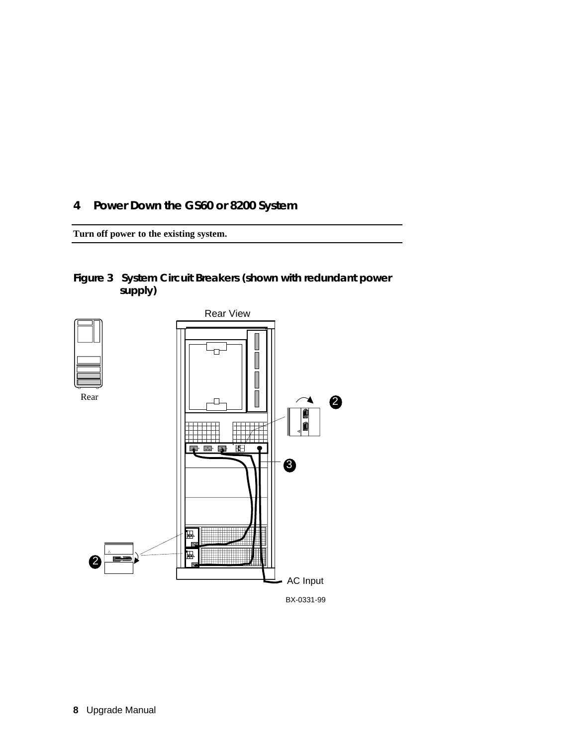## 4 Power Down the GS60 or 8200 System

**Turn off power to the existing system.**

**Figure 3 System Circuit Breakers (shown with redundant power supply)**

Rear View

Rear

AC Input

BX-0331-99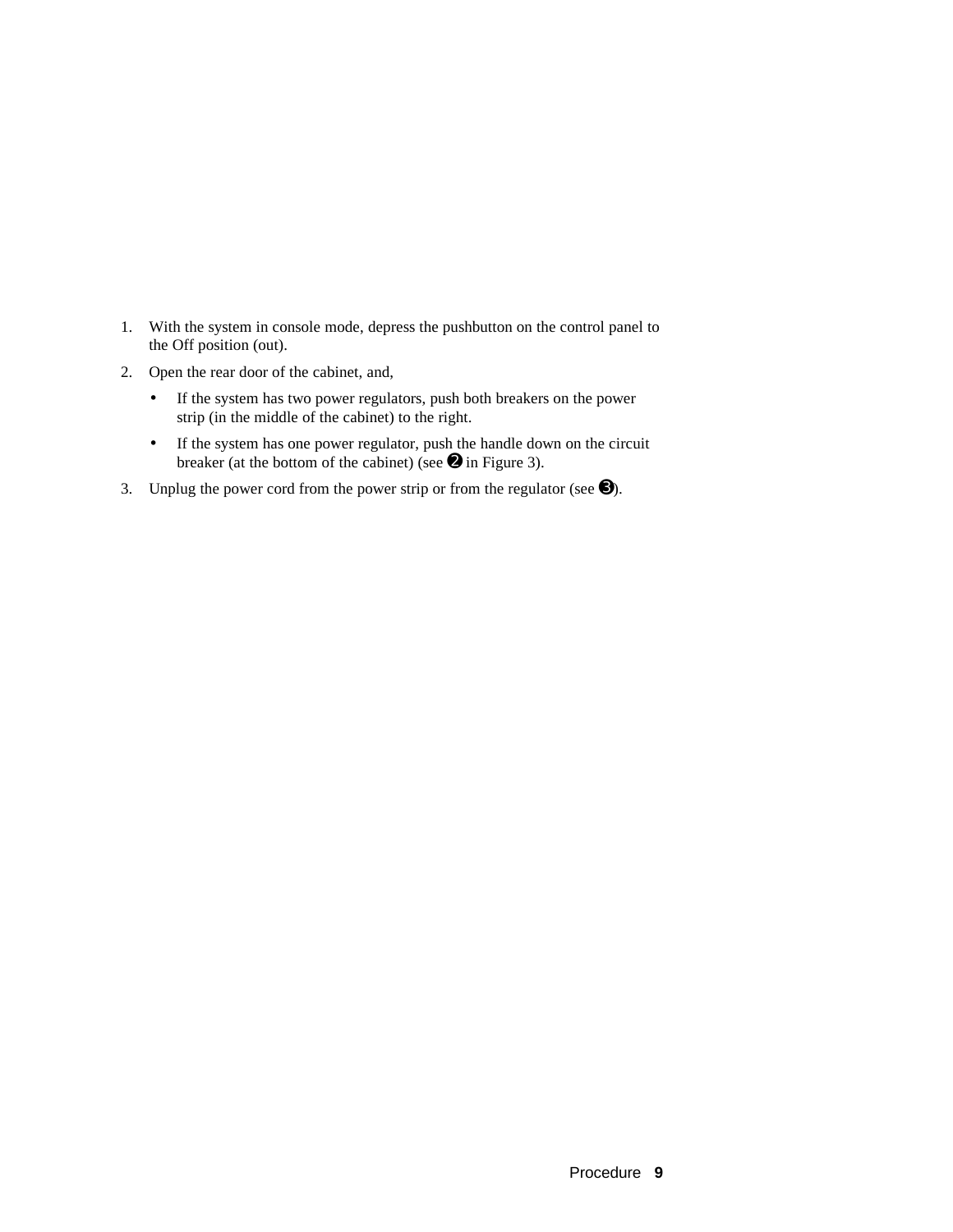1. With the system in console mode, depress the pushbutton on the control panel to the Off position (out).
2. Open the rear door of the cabinet, and,
   - If the system has two power regulators, push both breakers on the power strip (in the middle of the cabinet) to the right.
   - If the system has one power regulator, push the handle down on the circuit breaker (at the bottom of the cabinet) (see ➋ in Figure 3).
3. Unplug the power cord from the power strip or from the regulator (see ➌).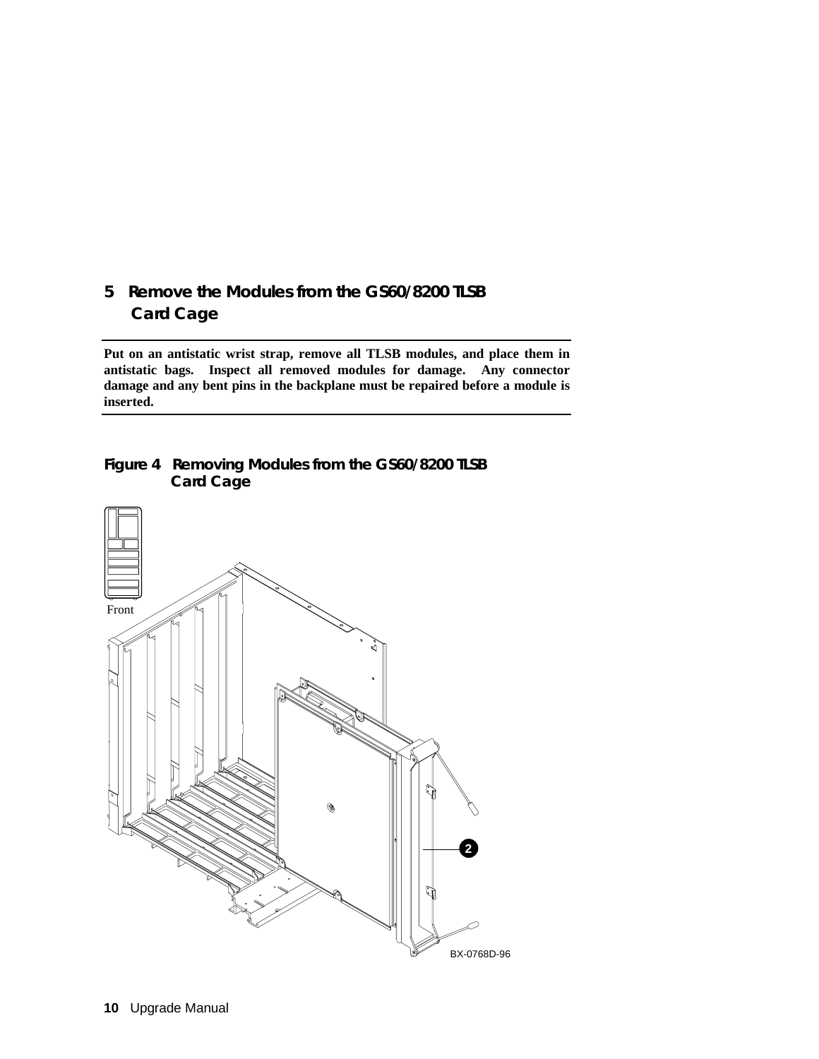## 5 Remove the Modules from the GS60/8200 TLSB Card Cage

---

**Put on an antistatic wrist strap, remove all TLSB modules, and place them in antistatic bags. Inspect all removed modules for damage. Any connector damage and any bent pins in the backplane must be repaired before a module is inserted.**

---

**Figure 4 Removing Modules from the GS60/8200 TLSB Card Cage**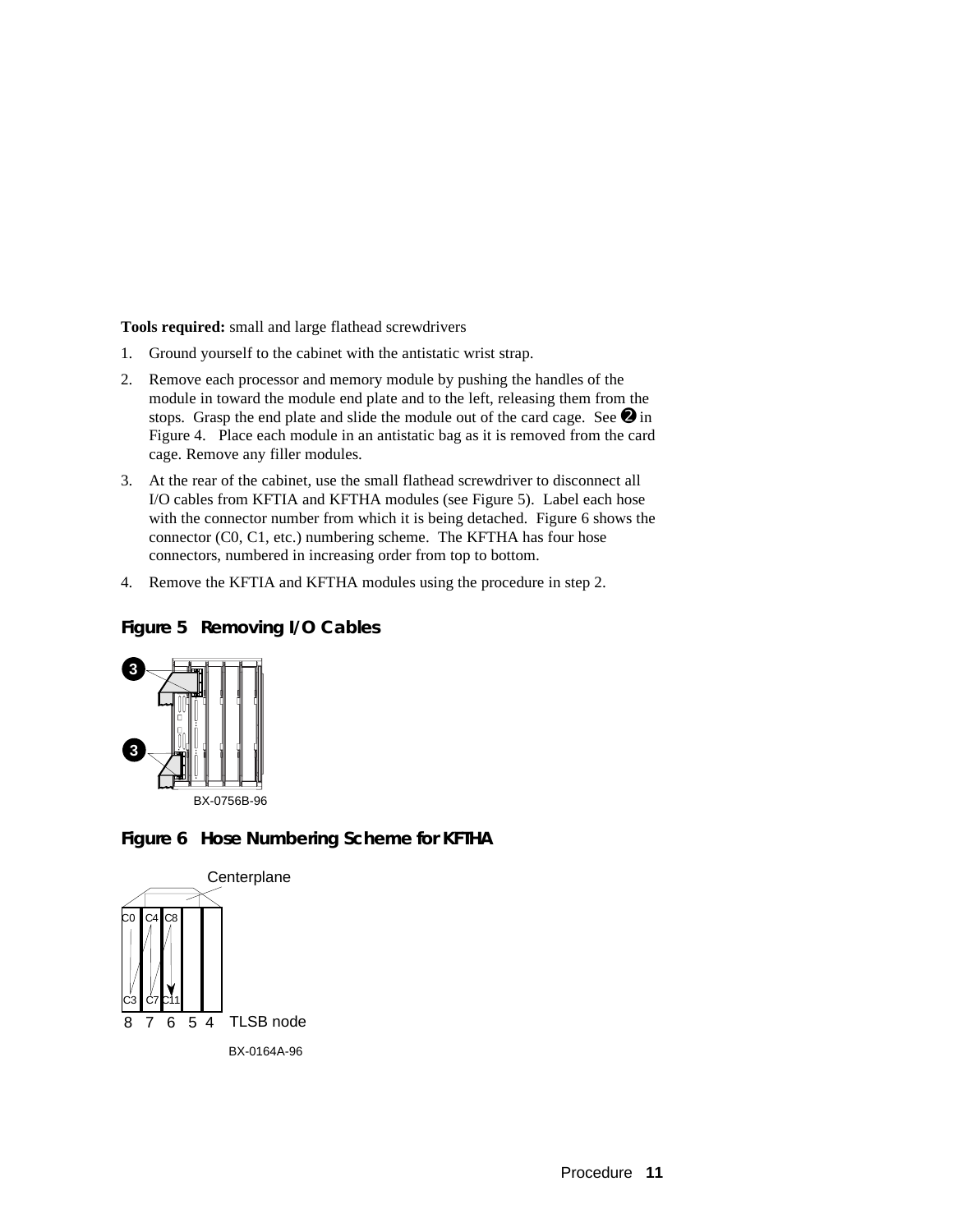**Tools required:** small and large flathead screwdrivers

1. Ground yourself to the cabinet with the antistatic wrist strap.
2. Remove each processor and memory module by pushing the handles of the module in toward the module end plate and to the left, releasing them from the stops. Grasp the end plate and slide the module out of the card cage. See ❷ in Figure 4. Place each module in an antistatic bag as it is removed from the card cage. Remove any filler modules.
3. At the rear of the cabinet, use the small flathead screwdriver to disconnect all I/O cables from KFTIA and KFTHA modules (see Figure 5). Label each hose with the connector number from which it is being detached. Figure 6 shows the connector (C0, C1, etc.) numbering scheme. The KFTHA has four hose connectors, numbered in increasing order from top to bottom.
4. Remove the KFTIA and KFTHA modules using the procedure in step 2.

**Figure 5 Removing I/O Cables**

BX-0756B-96

**Figure 6 Hose Numbering Scheme for KFTHA**

BX-0164A-96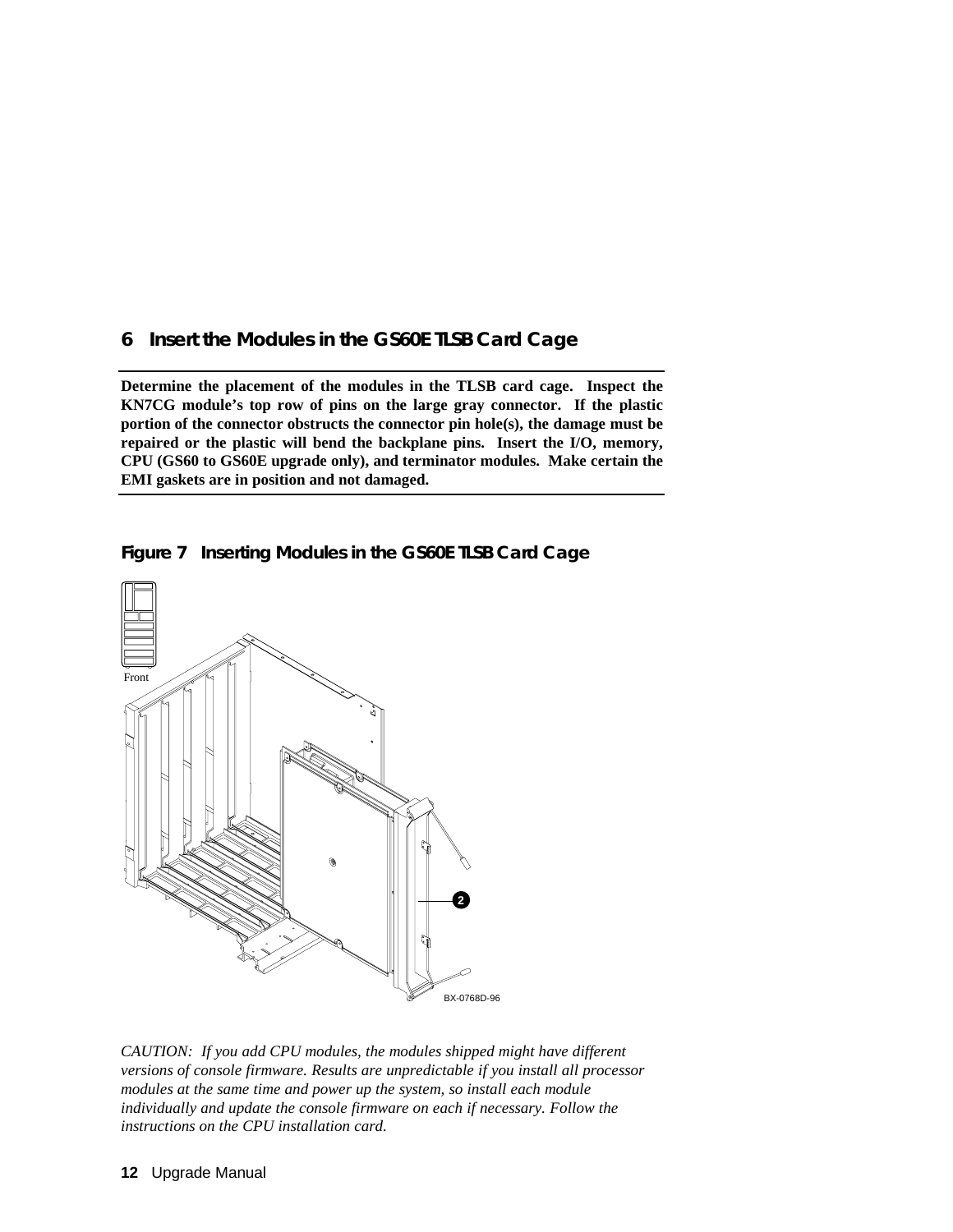## 6 Insert the Modules in the GS60E TLSB Card Cage

**Determine the placement of the modules in the TLSB card cage. Inspect the KN7CG module's top row of pins on the large gray connector. If the plastic portion of the connector obstructs the connector pin hole(s), the damage must be repaired or the plastic will bend the backplane pins. Insert the I/O, memory, CPU (GS60 to GS60E upgrade only), and terminator modules. Make certain the EMI gaskets are in position and not damaged.**

**Figure 7 Inserting Modules in the GS60E TLSB Card Cage**

*CAUTION: If you add CPU modules, the modules shipped might have different versions of console firmware. Results are unpredictable if you install all processor modules at the same time and power up the system, so install each module individually and update the console firmware on each if necessary. Follow the instructions on the CPU installation card.*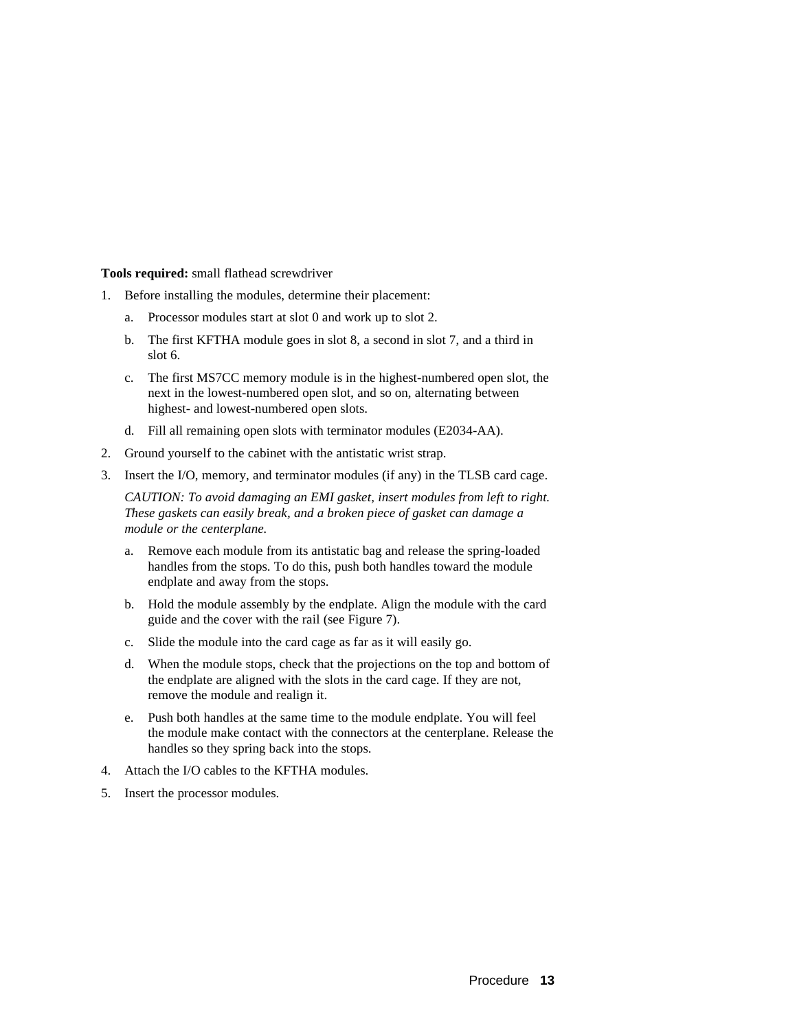**Tools required:** small flathead screwdriver

1. Before installing the modules, determine their placement:
   a. Processor modules start at slot 0 and work up to slot 2.
   b. The first KFTHA module goes in slot 8, a second in slot 7, and a third in slot 6.
   c. The first MS7CC memory module is in the highest-numbered open slot, the next in the lowest-numbered open slot, and so on, alternating between highest- and lowest-numbered open slots.
   d. Fill all remaining open slots with terminator modules (E2034-AA).
2. Ground yourself to the cabinet with the antistatic wrist strap.
3. Insert the I/O, memory, and terminator modules (if any) in the TLSB card cage.

   *CAUTION: To avoid damaging an EMI gasket, insert modules from left to right. These gaskets can easily break, and a broken piece of gasket can damage a module or the centerplane.*

   a. Remove each module from its antistatic bag and release the spring-loaded handles from the stops. To do this, push both handles toward the module endplate and away from the stops.
   b. Hold the module assembly by the endplate. Align the module with the card guide and the cover with the rail (see Figure 7).
   c. Slide the module into the card cage as far as it will easily go.
   d. When the module stops, check that the projections on the top and bottom of the endplate are aligned with the slots in the card cage. If they are not, remove the module and realign it.
   e. Push both handles at the same time to the module endplate. You will feel the module make contact with the connectors at the centerplane. Release the handles so they spring back into the stops.
4. Attach the I/O cables to the KFTHA modules.
5. Insert the processor modules.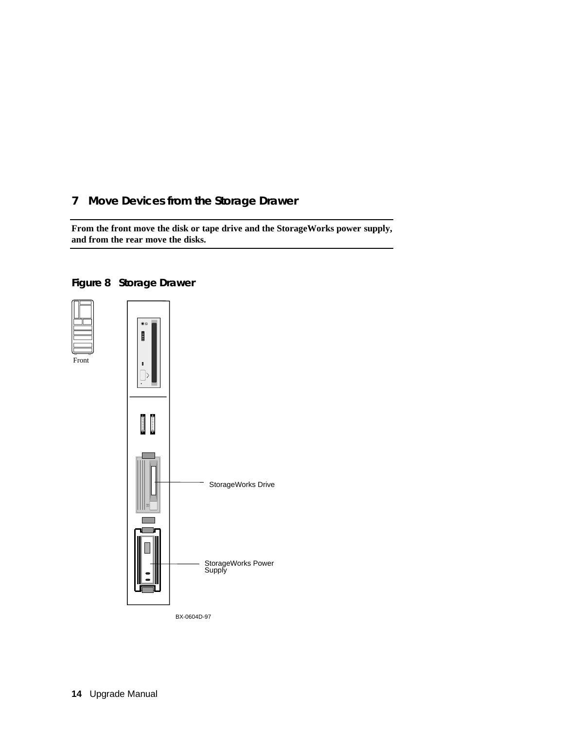## 7 Move Devices from the Storage Drawer

**From the front move the disk or tape drive and the StorageWorks power supply, and from the rear move the disks.**

### Figure 8 Storage Drawer

Front

StorageWorks Drive

StorageWorks Power Supply

BX-0604D-97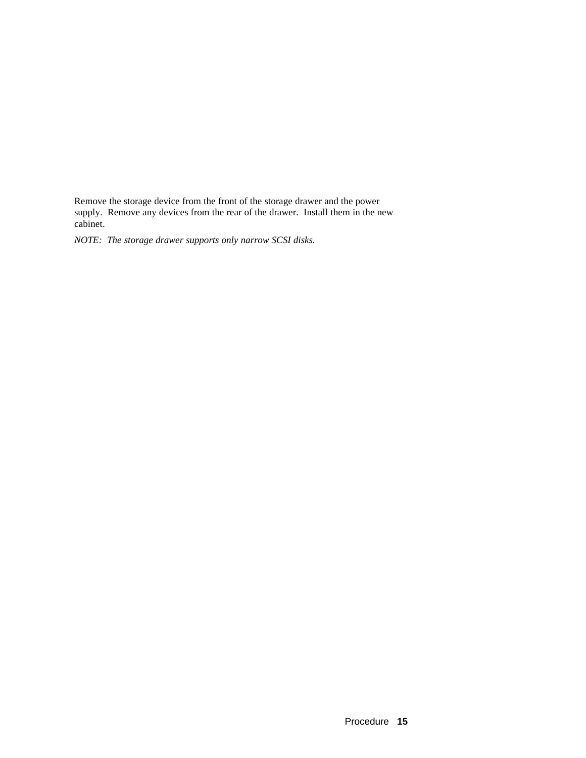Remove the storage device from the front of the storage drawer and the power supply.  Remove any devices from the rear of the drawer.  Install them in the new cabinet.

*NOTE:  The storage drawer supports only narrow SCSI disks.*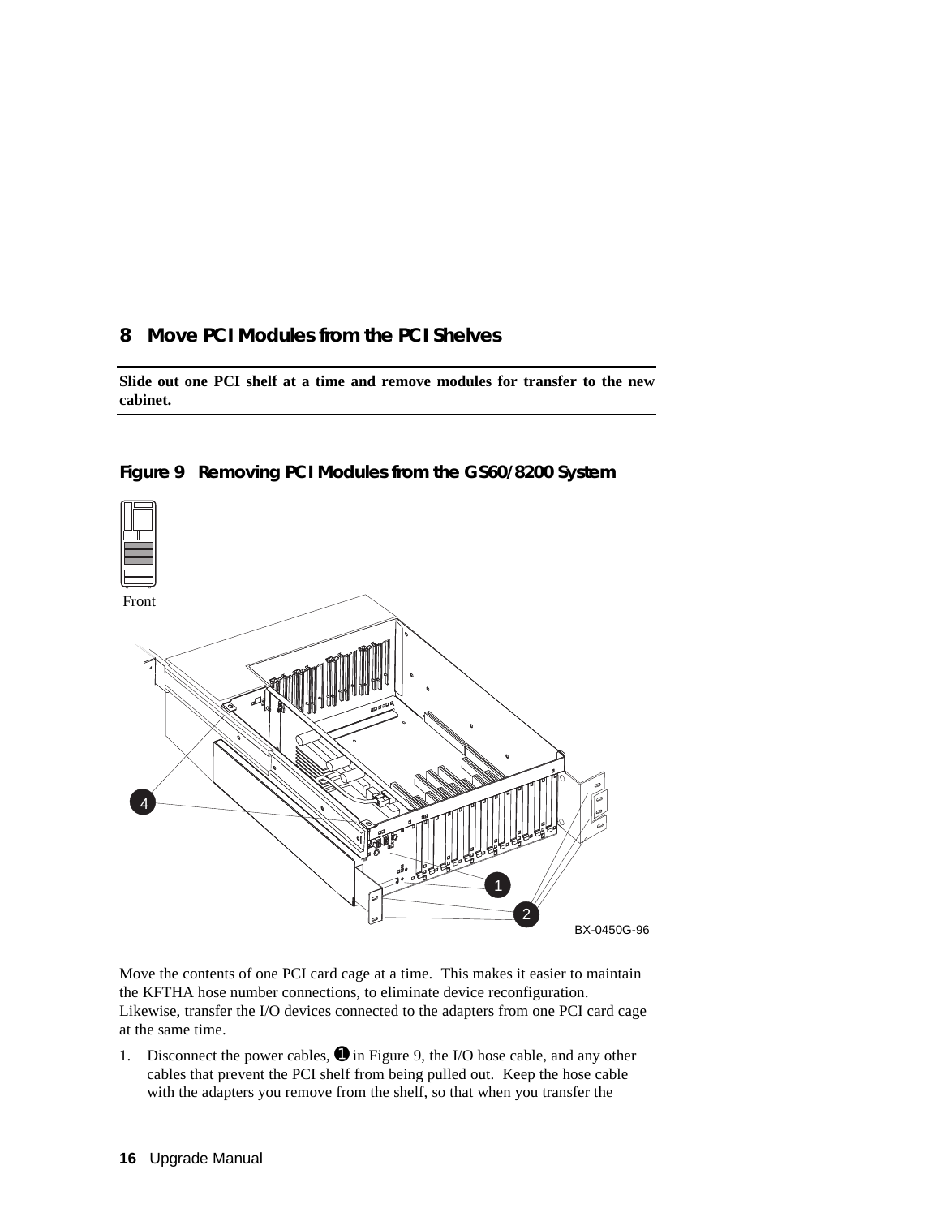## 8 Move PCI Modules from the PCI Shelves

**Slide out one PCI shelf at a time and remove modules for transfer to the new cabinet.**

### Figure 9 Removing PCI Modules from the GS60/8200 System

Move the contents of one PCI card cage at a time. This makes it easier to maintain the KFTHA hose number connections, to eliminate device reconfiguration. Likewise, transfer the I/O devices connected to the adapters from one PCI card cage at the same time.

1. Disconnect the power cables, ❶ in Figure 9, the I/O hose cable, and any other cables that prevent the PCI shelf from being pulled out. Keep the hose cable with the adapters you remove from the shelf, so that when you transfer the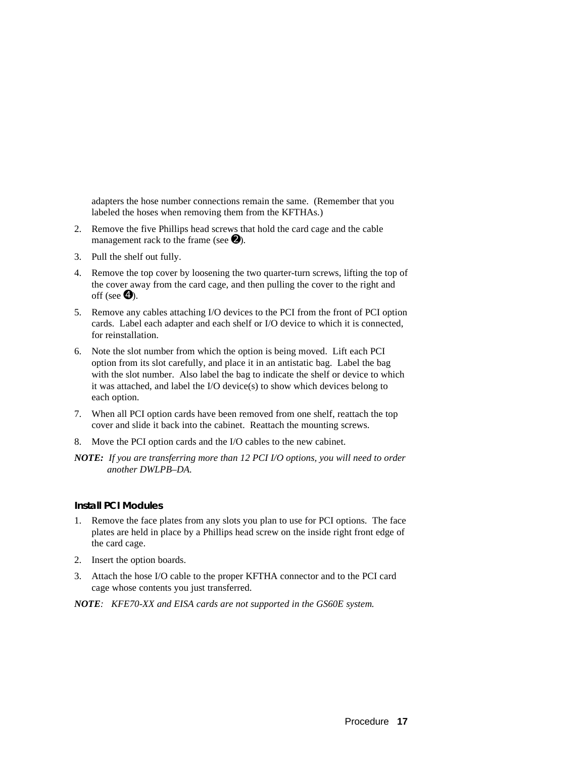adapters the hose number connections remain the same. (Remember that you labeled the hoses when removing them from the KFTHAs.)

2. Remove the five Phillips head screws that hold the card cage and the cable management rack to the frame (see ❷).
3. Pull the shelf out fully.
4. Remove the top cover by loosening the two quarter-turn screws, lifting the top of the cover away from the card cage, and then pulling the cover to the right and off (see ❹).
5. Remove any cables attaching I/O devices to the PCI from the front of PCI option cards. Label each adapter and each shelf or I/O device to which it is connected, for reinstallation.
6. Note the slot number from which the option is being moved. Lift each PCI option from its slot carefully, and place it in an antistatic bag. Label the bag with the slot number. Also label the bag to indicate the shelf or device to which it was attached, and label the I/O device(s) to show which devices belong to each option.
7. When all PCI option cards have been removed from one shelf, reattach the top cover and slide it back into the cabinet. Reattach the mounting screws.
8. Move the PCI option cards and the I/O cables to the new cabinet.

***NOTE:*** *If you are transferring more than 12 PCI I/O options, you will need to order another DWLPB–DA.*

### Install PCI Modules

1. Remove the face plates from any slots you plan to use for PCI options. The face plates are held in place by a Phillips head screw on the inside right front edge of the card cage.
2. Insert the option boards.
3. Attach the hose I/O cable to the proper KFTHA connector and to the PCI card cage whose contents you just transferred.

***NOTE****:* *KFE70-XX and EISA cards are not supported in the GS60E system.*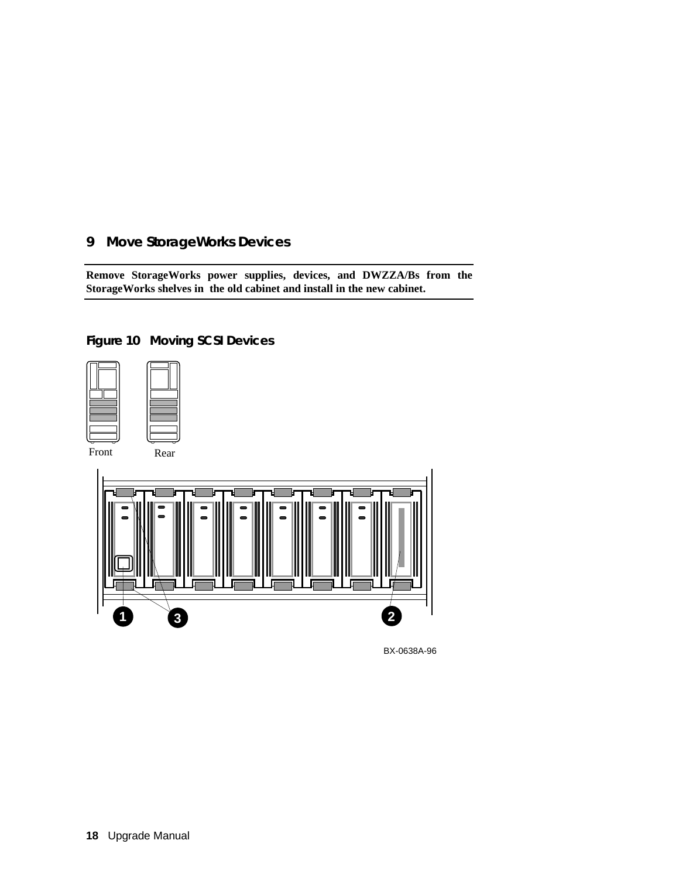## 9 Move StorageWorks Devices

**Remove StorageWorks power supplies, devices, and DWZZA/Bs from the StorageWorks shelves in the old cabinet and install in the new cabinet.**

**Figure 10 Moving SCSI Devices**

Front Rear

1 3 2

BX-0638A-96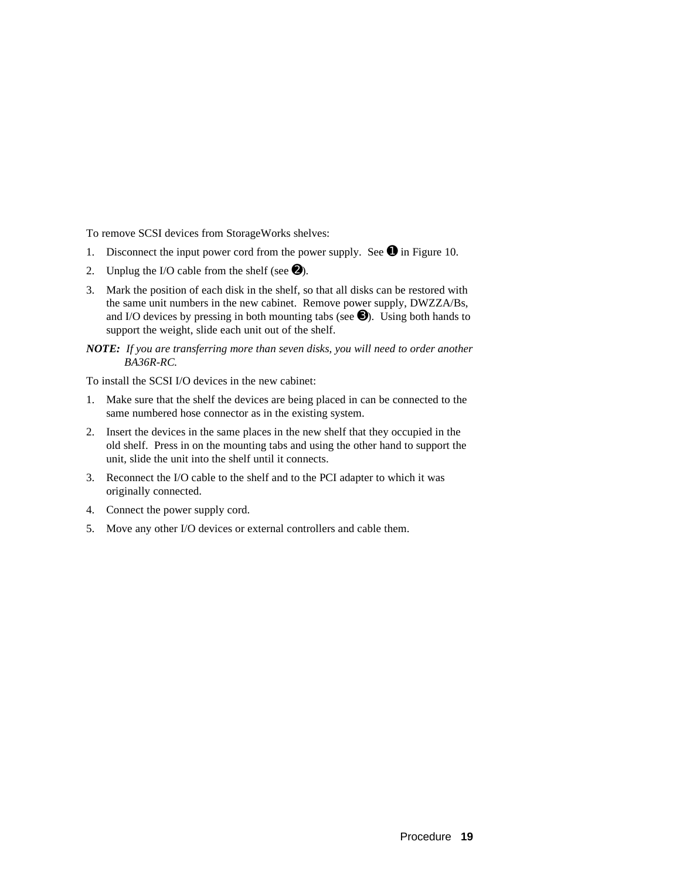To remove SCSI devices from StorageWorks shelves:

1. Disconnect the input power cord from the power supply. See ❶ in Figure 10.
2. Unplug the I/O cable from the shelf (see ❷).
3. Mark the position of each disk in the shelf, so that all disks can be restored with the same unit numbers in the new cabinet. Remove power supply, DWZZA/Bs, and I/O devices by pressing in both mounting tabs (see ❸). Using both hands to support the weight, slide each unit out of the shelf.

***NOTE:*** *If you are transferring more than seven disks, you will need to order another BA36R-RC.*

To install the SCSI I/O devices in the new cabinet:

1. Make sure that the shelf the devices are being placed in can be connected to the same numbered hose connector as in the existing system.
2. Insert the devices in the same places in the new shelf that they occupied in the old shelf. Press in on the mounting tabs and using the other hand to support the unit, slide the unit into the shelf until it connects.
3. Reconnect the I/O cable to the shelf and to the PCI adapter to which it was originally connected.
4. Connect the power supply cord.
5. Move any other I/O devices or external controllers and cable them.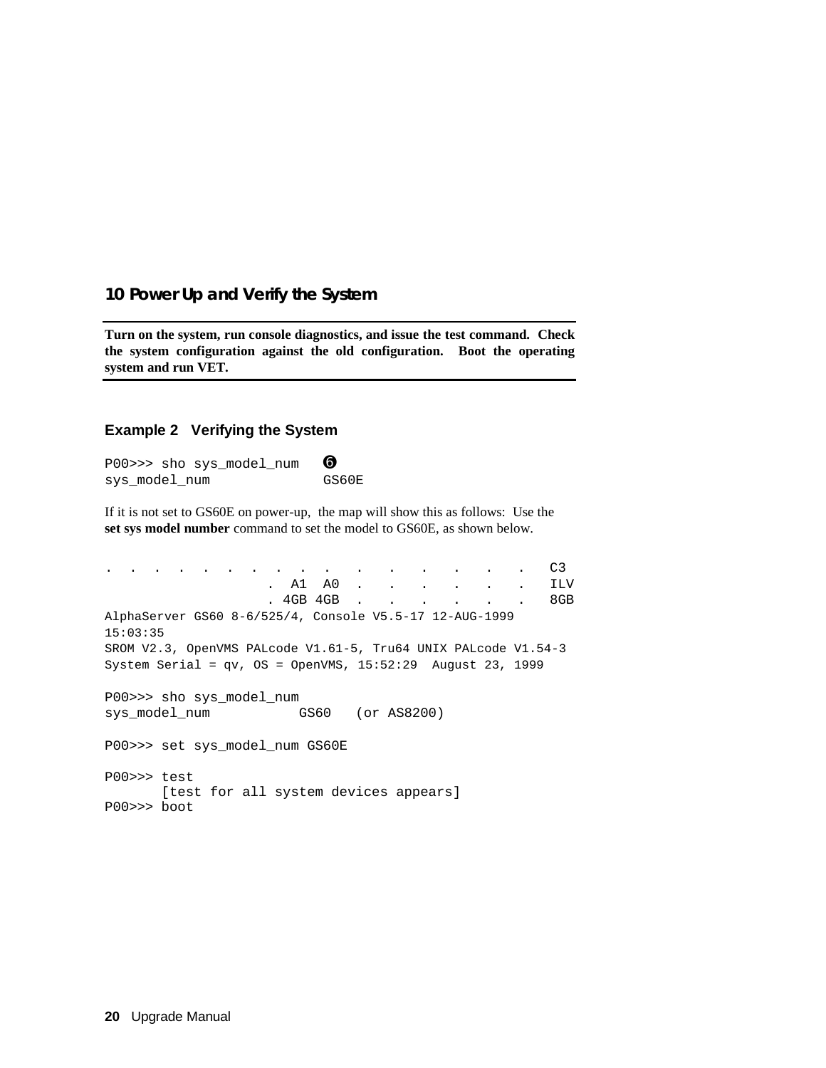## 10 Power Up and Verify the System

**Turn on the system, run console diagnostics, and issue the test command. Check the system configuration against the old configuration. Boot the operating system and run VET.**

### Example 2 Verifying the System

```
P00>>> sho sys_model_num    ❻
sys_model_num             GS60E
```

If it is not set to GS60E on power-up, the map will show this as follows: Use the **set sys model number** command to set the model to GS60E, as shown below.

```
.  .  .  .  .  .  .  .  .  .   .   .   .   .   .   .   .   C3
                    .  A1  A0  .   .   .   .   .   .   ILV
                    . 4GB 4GB  .   .   .   .   .   .   8GB
AlphaServer GS60 8-6/525/4, Console V5.5-17 12-AUG-1999
15:03:35
SROM V2.3, OpenVMS PALcode V1.61-5, Tru64 UNIX PALcode V1.54-3
System Serial = qv, OS = OpenVMS, 15:52:29  August 23, 1999

P00>>> sho sys_model_num
sys_model_num           GS60   (or AS8200)

P00>>> set sys_model_num GS60E

P00>>> test
       [test for all system devices appears]
P00>>> boot
```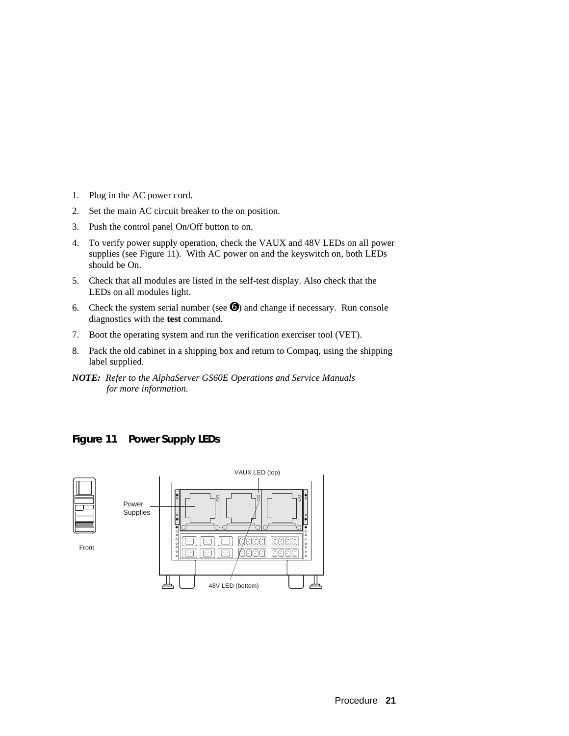1. Plug in the AC power cord.
2. Set the main AC circuit breaker to the on position.
3. Push the control panel On/Off button to on.
4. To verify power supply operation, check the VAUX and 48V LEDs on all power supplies (see Figure 11). With AC power on and the keyswitch on, both LEDs should be On.
5. Check that all modules are listed in the self-test display. Also check that the LEDs on all modules light.
6. Check the system serial number (see ❻) and change if necessary. Run console diagnostics with the **test** command.
7. Boot the operating system and run the verification exerciser tool (VET).
8. Pack the old cabinet in a shipping box and return to Compaq, using the shipping label supplied.

***NOTE:*** *Refer to the AlphaServer GS60E Operations and Service Manuals for more information.*

## Figure 11 Power Supply LEDs

VAUX LED (top)

Power Supplies

Front

48V LED (bottom)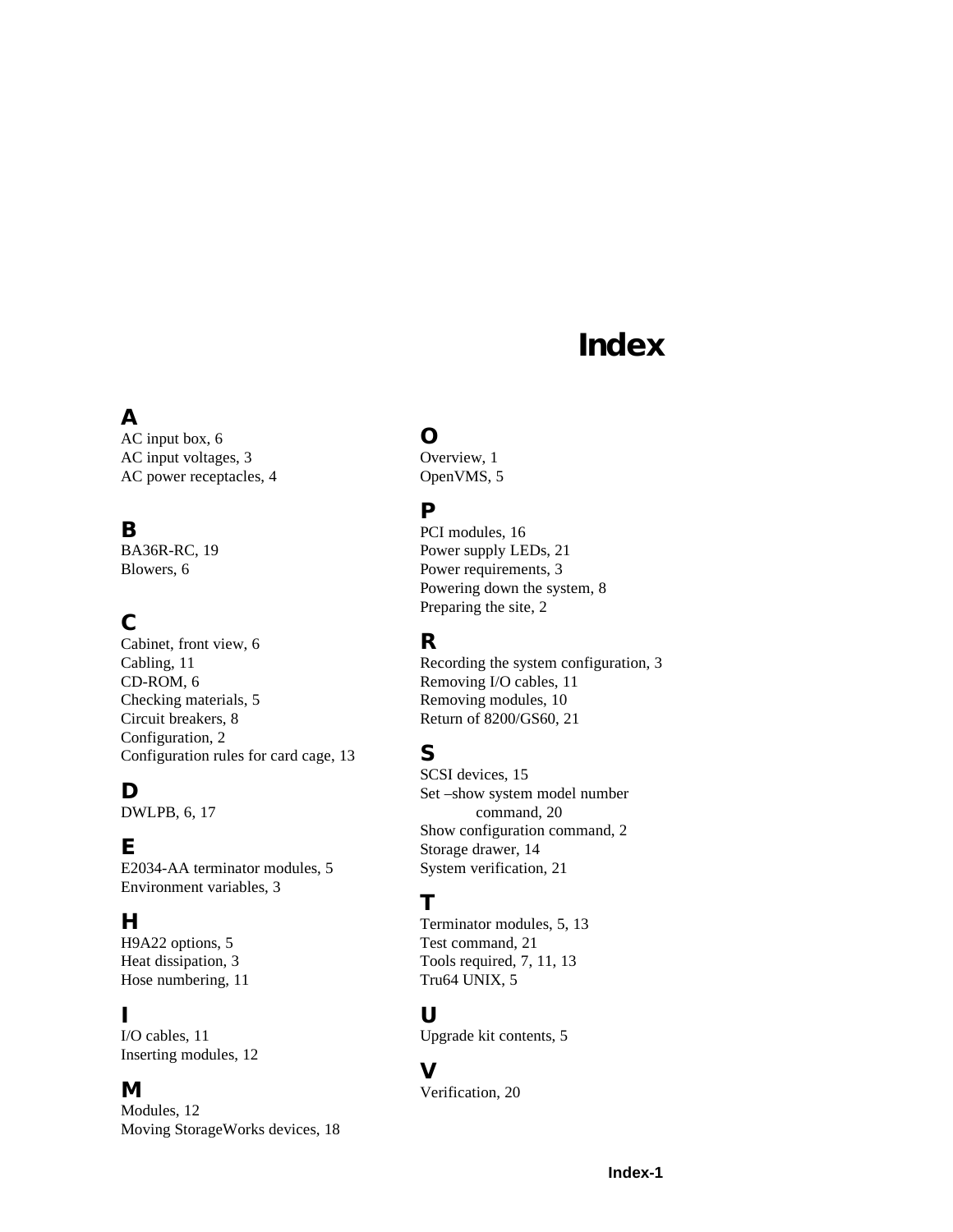# Index

## A

AC input box, 6
AC input voltages, 3
AC power receptacles, 4

## B

BA36R-RC, 19
Blowers, 6

## C

Cabinet, front view, 6
Cabling, 11
CD-ROM, 6
Checking materials, 5
Circuit breakers, 8
Configuration, 2
Configuration rules for card cage, 13

## D

DWLPB, 6, 17

## E

E2034-AA terminator modules, 5
Environment variables, 3

## H

H9A22 options, 5
Heat dissipation, 3
Hose numbering, 11

## I

I/O cables, 11
Inserting modules, 12

## M

Modules, 12
Moving StorageWorks devices, 18

## O

Overview, 1
OpenVMS, 5

## P

PCI modules, 16
Power supply LEDs, 21
Power requirements, 3
Powering down the system, 8
Preparing the site, 2

## R

Recording the system configuration, 3
Removing I/O cables, 11
Removing modules, 10
Return of 8200/GS60, 21

## S

SCSI devices, 15
Set –show system model number command, 20
Show configuration command, 2
Storage drawer, 14
System verification, 21

## T

Terminator modules, 5, 13
Test command, 21
Tools required, 7, 11, 13
Tru64 UNIX, 5

## U

Upgrade kit contents, 5

## V

Verification, 20